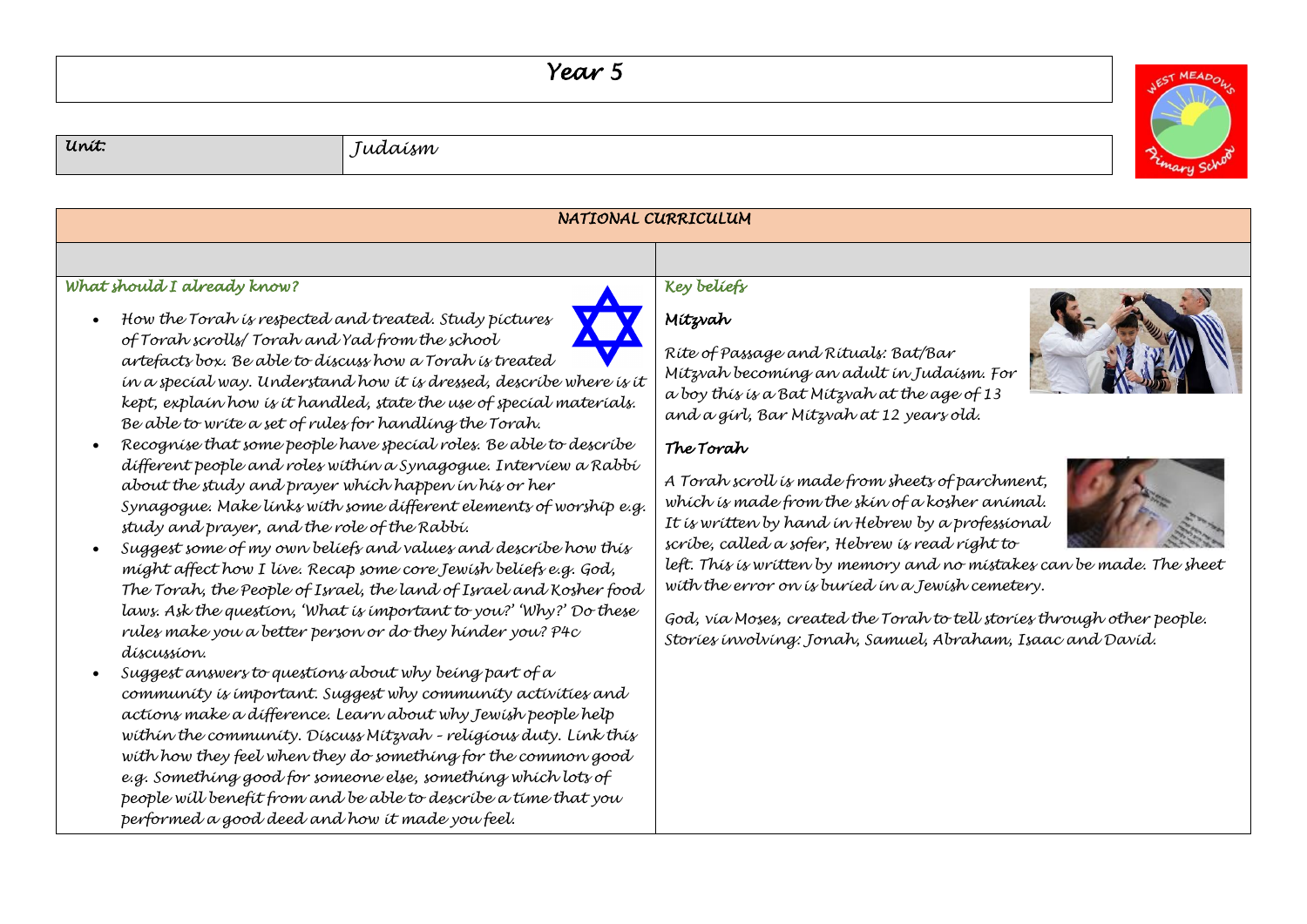# Year 5

| Unit: | Judaism |
|---|---|

## NATIONAL CURRICULUM

| What should I already know? | Key beliefs |
|---|---|
| <ul><li>How the Torah is respected and treated. Study pictures of Torah scrolls/ Torah and Yad from the school artefacts box. Be able to discuss how a Torah is treated in a special way. Understand how it is dressed, describe where is it kept, explain how is it handled, state the use of special materials. Be able to write a set of rules for handling the Torah.</li><li>Recognise that some people have special roles. Be able to describe different people and roles within a Synagogue. Interview a Rabbi about the study and prayer which happen in his or her Synagogue. Make links with some different elements of worship e.g. study and prayer, and the role of the Rabbi.</li><li>Suggest some of my own beliefs and values and describe how this might affect how I live. Recap some core Jewish beliefs e.g. God, The Torah, the People of Israel, the land of Israel and Kosher food laws. Ask the question, 'What is important to you?' 'Why?' Do these rules make you a better person or do they hinder you? P4c discussion.</li><li>Suggest answers to questions about why being part of a community is important. Suggest why community activities and actions make a difference. Learn about why Jewish people help within the community. Discuss Mitzvah – religious duty. Link this with how they feel when they do something for the common good e.g. Something good for someone else, something which lots of people will benefit from and be able to describe a time that you performed a good deed and how it made you feel.</li></ul> | ***Mitzvah***<br><br>Rite of Passage and Rituals: Bat/Bar Mitzvah becoming an adult in Judaism. For a boy this is a Bat Mitzvah at the age of 13 and a girl, Bar Mitzvah at 12 years old.<br><br>***The Torah***<br><br>A Torah scroll is made from sheets of parchment, which is made from the skin of a kosher animal. It is written by hand in Hebrew by a professional scribe, called a sofer, Hebrew is read right to left. This is written by memory and no mistakes can be made. The sheet with the error on is buried in a Jewish cemetery.<br><br>God, via Moses, created the Torah to tell stories through other people. Stories involving: Jonah, Samuel, Abraham, Isaac and David. |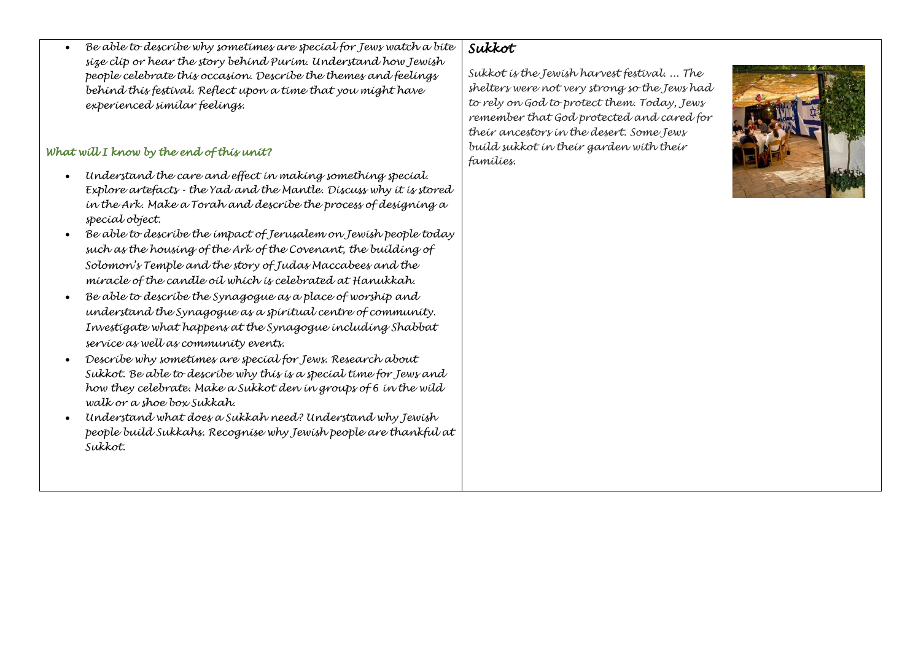- *Be able to describe why sometimes are special for Jews watch a bite size clip or hear the story behind Purim. Understand how Jewish people celebrate this occasion. Describe the themes and feelings behind this festival. Reflect upon a time that you might have experienced similar feelings.*

### *What will I know by the end of this unit?*

- *Understand the care and effect in making something special. Explore artefacts - the Yad and the Mantle. Discuss why it is stored in the Ark. Make a Torah and describe the process of designing a special object.*
- *Be able to describe the impact of Jerusalem on Jewish people today such as the housing of the Ark of the Covenant, the building of Solomon's Temple and the story of Judas Maccabees and the miracle of the candle oil which is celebrated at Hanukkah.*
- *Be able to describe the Synagogue as a place of worship and understand the Synagogue as a spiritual centre of community. Investigate what happens at the Synagogue including Shabbat service as well as community events.*
- *Describe why sometimes are special for Jews. Research about Sukkot. Be able to describe why this is a special time for Jews and how they celebrate. Make a Sukkot den in groups of 6 in the wild walk or a shoe box Sukkah.*
- *Understand what does a Sukkah need? Understand why Jewish people build Sukkahs. Recognise why Jewish people are thankful at Sukkot.*

## *Sukkot*

*Sukkot is the Jewish harvest festival. … The shelters were not very strong so the Jews had to rely on God to protect them. Today, Jews remember that God protected and cared for their ancestors in the desert. Some Jews build sukkot in their garden with their families.*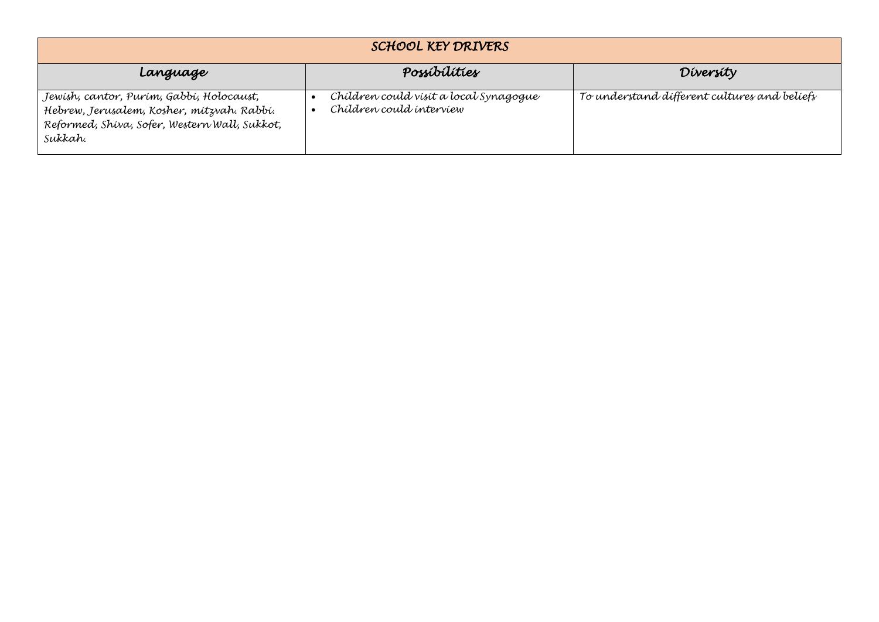| SCHOOL KEY DRIVERS | | |
|---|---|---|
| *Language* | *Possibilities* | *Diversity* |
| *Jewish, cantor, Purim, Gabbi, Holocaust, Hebrew, Jerusalem, Kosher, mitzvah. Rabbi. Reformed, Shiva, Sofer, Western Wall, Sukkot, Sukkah.* | • *Children could visit a local Synagogue*<br>• *Children could interview* | *To understand different cultures and beliefs* |